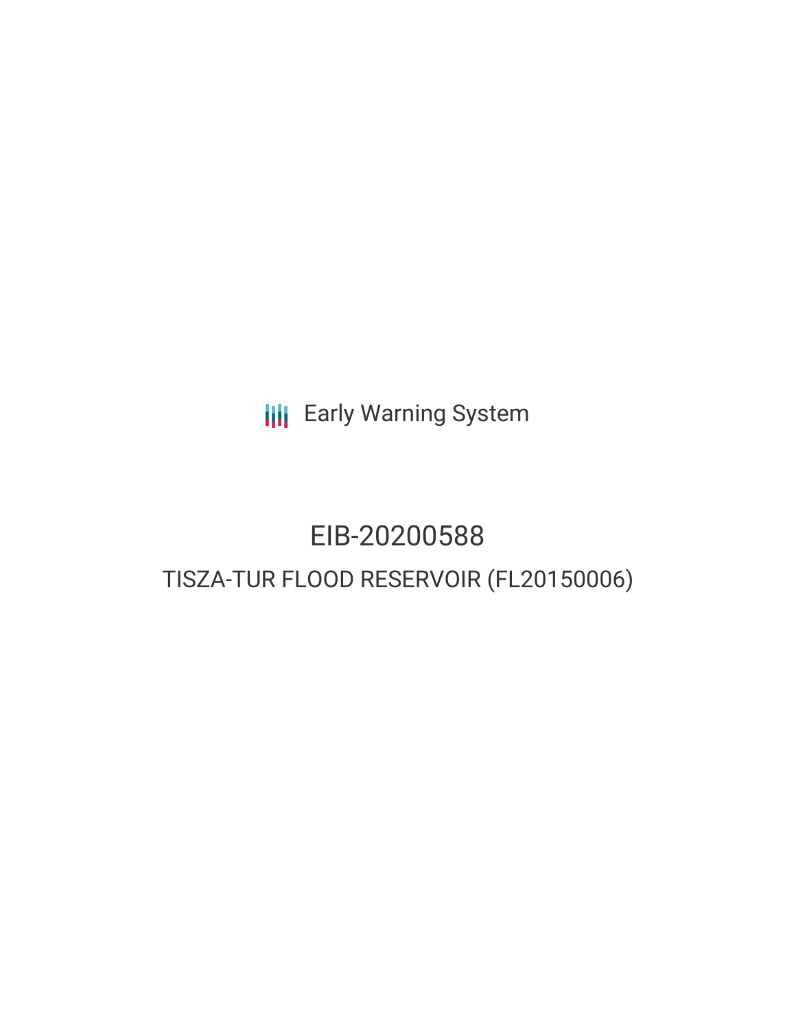Early Warning System

# EIB-20200588

## TISZA-TUR FLOOD RESERVOIR (FL20150006)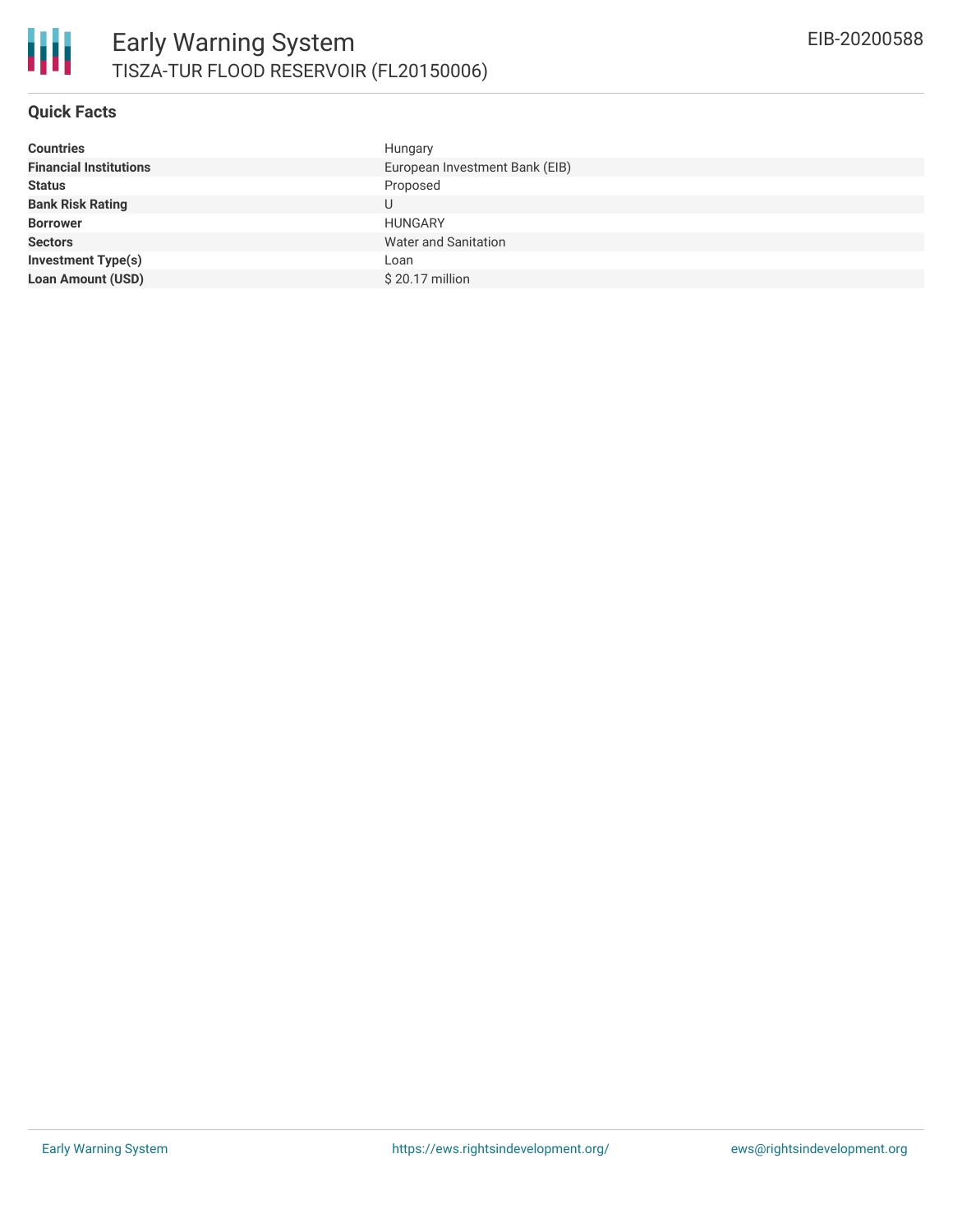# Early Warning System

TISZA-TUR FLOOD RESERVOIR (FL20150006)

EIB-20200588

## Quick Facts

| | |
|---|---|
| **Countries** | Hungary |
| **Financial Institutions** | European Investment Bank (EIB) |
| **Status** | Proposed |
| **Bank Risk Rating** | U |
| **Borrower** | HUNGARY |
| **Sectors** | Water and Sanitation |
| **Investment Type(s)** | Loan |
| **Loan Amount (USD)** | $ 20.17 million |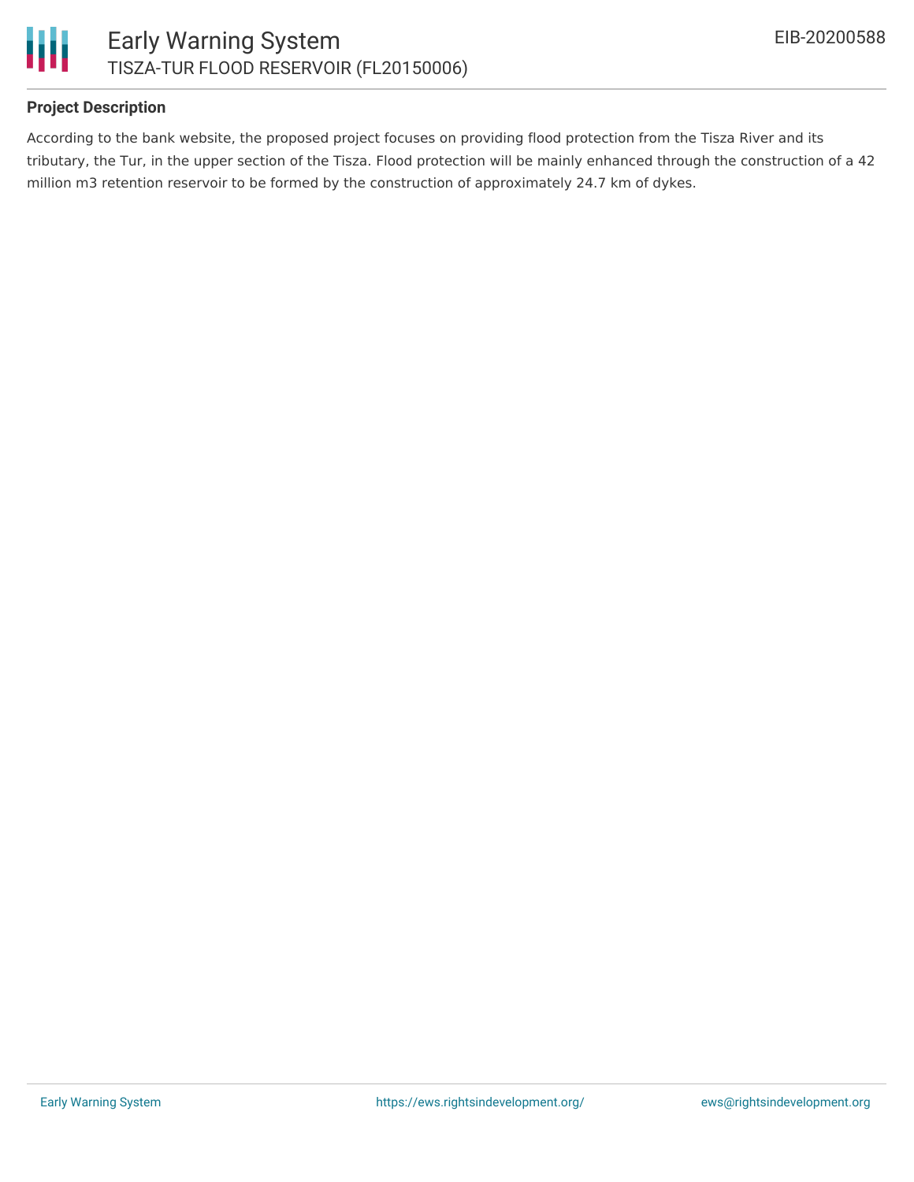### Project Description

According to the bank website, the proposed project focuses on providing flood protection from the Tisza River and its tributary, the Tur, in the upper section of the Tisza. Flood protection will be mainly enhanced through the construction of a 42 million m3 retention reservoir to be formed by the construction of approximately 24.7 km of dykes.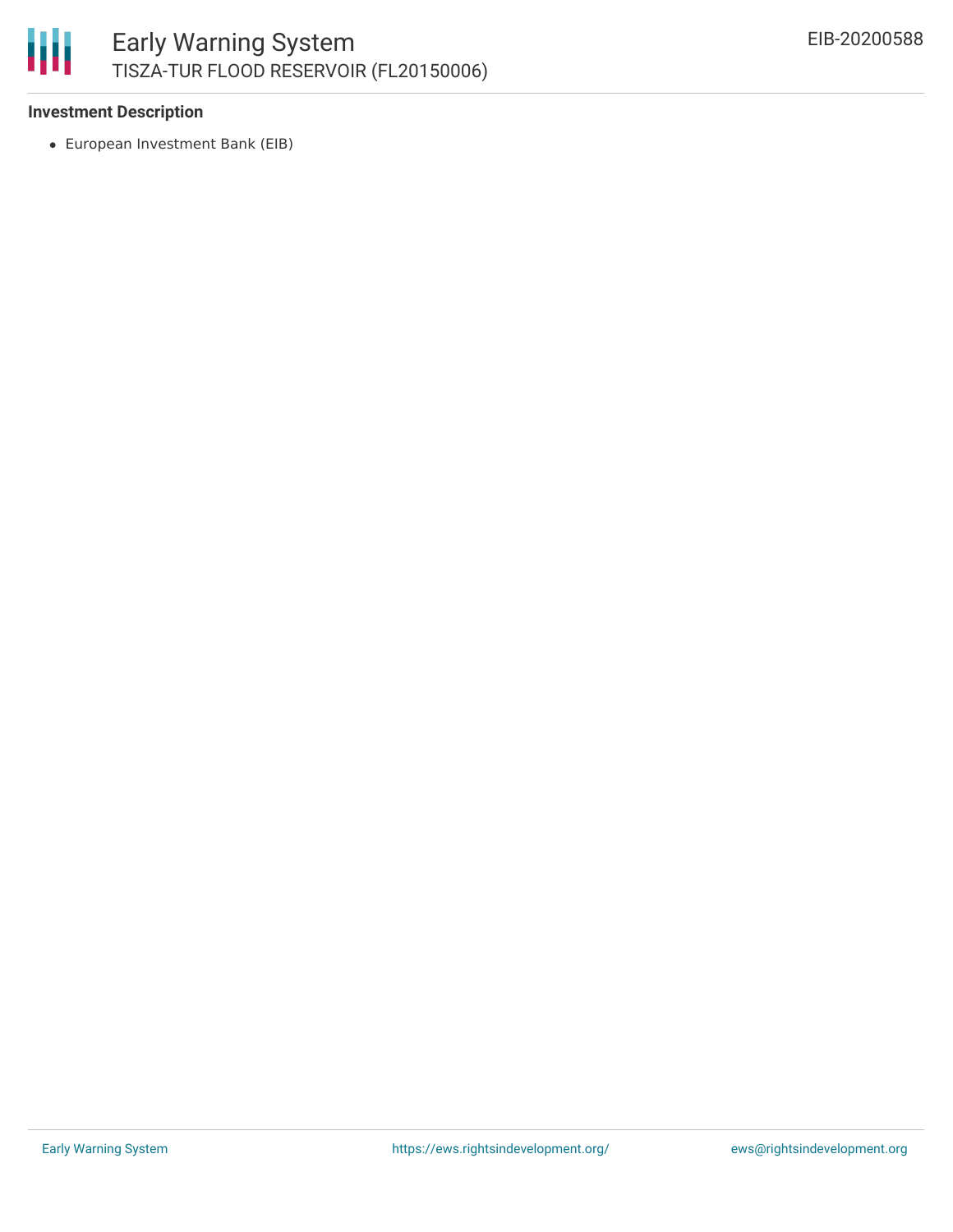**Investment Description**

- European Investment Bank (EIB)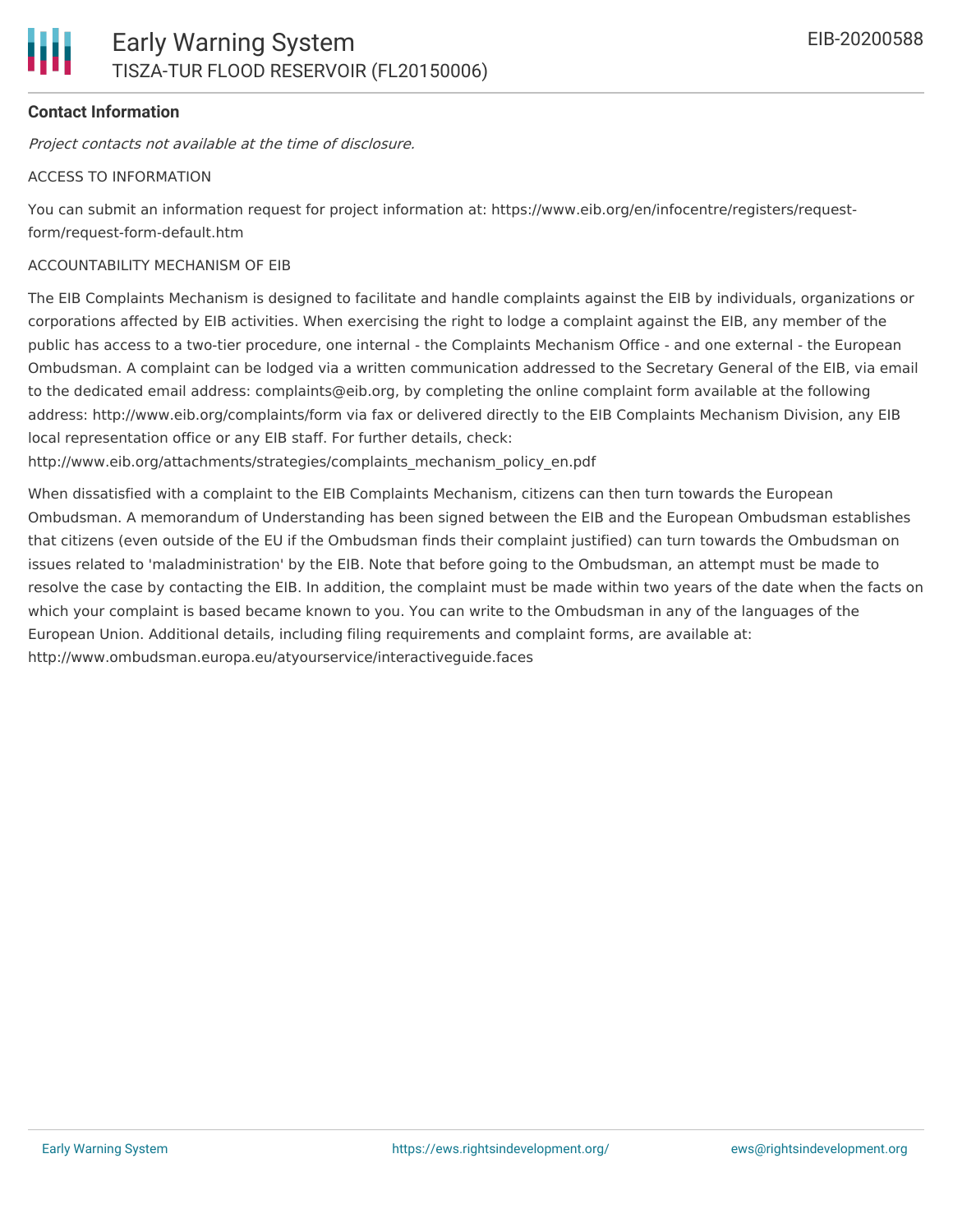**Contact Information**

*Project contacts not available at the time of disclosure.*

ACCESS TO INFORMATION

You can submit an information request for project information at: https://www.eib.org/en/infocentre/registers/request-form/request-form-default.htm

ACCOUNTABILITY MECHANISM OF EIB

The EIB Complaints Mechanism is designed to facilitate and handle complaints against the EIB by individuals, organizations or corporations affected by EIB activities. When exercising the right to lodge a complaint against the EIB, any member of the public has access to a two-tier procedure, one internal - the Complaints Mechanism Office - and one external - the European Ombudsman. A complaint can be lodged via a written communication addressed to the Secretary General of the EIB, via email to the dedicated email address: complaints@eib.org, by completing the online complaint form available at the following address: http://www.eib.org/complaints/form via fax or delivered directly to the EIB Complaints Mechanism Division, any EIB local representation office or any EIB staff. For further details, check: http://www.eib.org/attachments/strategies/complaints_mechanism_policy_en.pdf

When dissatisfied with a complaint to the EIB Complaints Mechanism, citizens can then turn towards the European Ombudsman. A memorandum of Understanding has been signed between the EIB and the European Ombudsman establishes that citizens (even outside of the EU if the Ombudsman finds their complaint justified) can turn towards the Ombudsman on issues related to 'maladministration' by the EIB. Note that before going to the Ombudsman, an attempt must be made to resolve the case by contacting the EIB. In addition, the complaint must be made within two years of the date when the facts on which your complaint is based became known to you. You can write to the Ombudsman in any of the languages of the European Union. Additional details, including filing requirements and complaint forms, are available at: http://www.ombudsman.europa.eu/atyourservice/interactiveguide.faces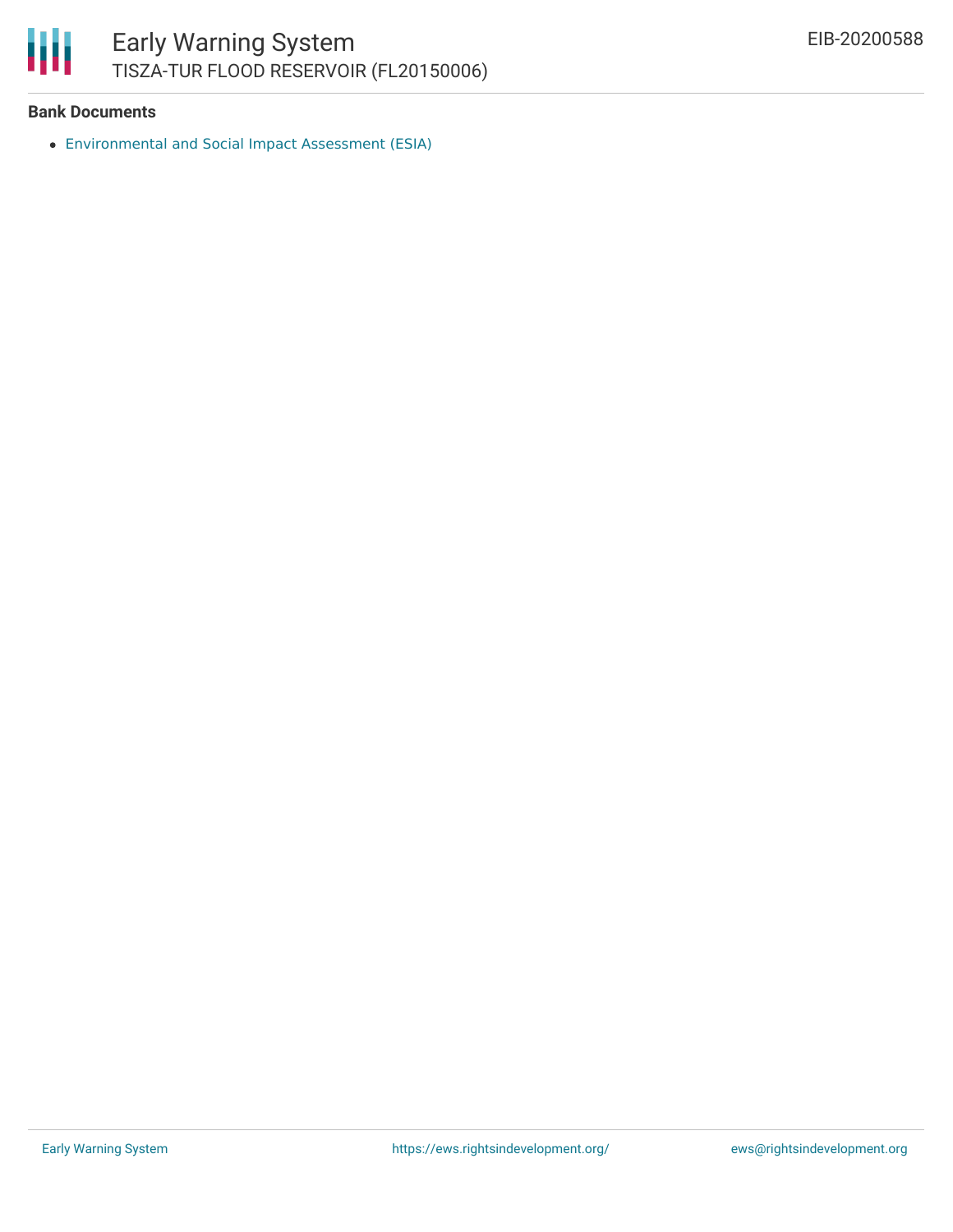**Bank Documents**

- Environmental and Social Impact Assessment (ESIA)